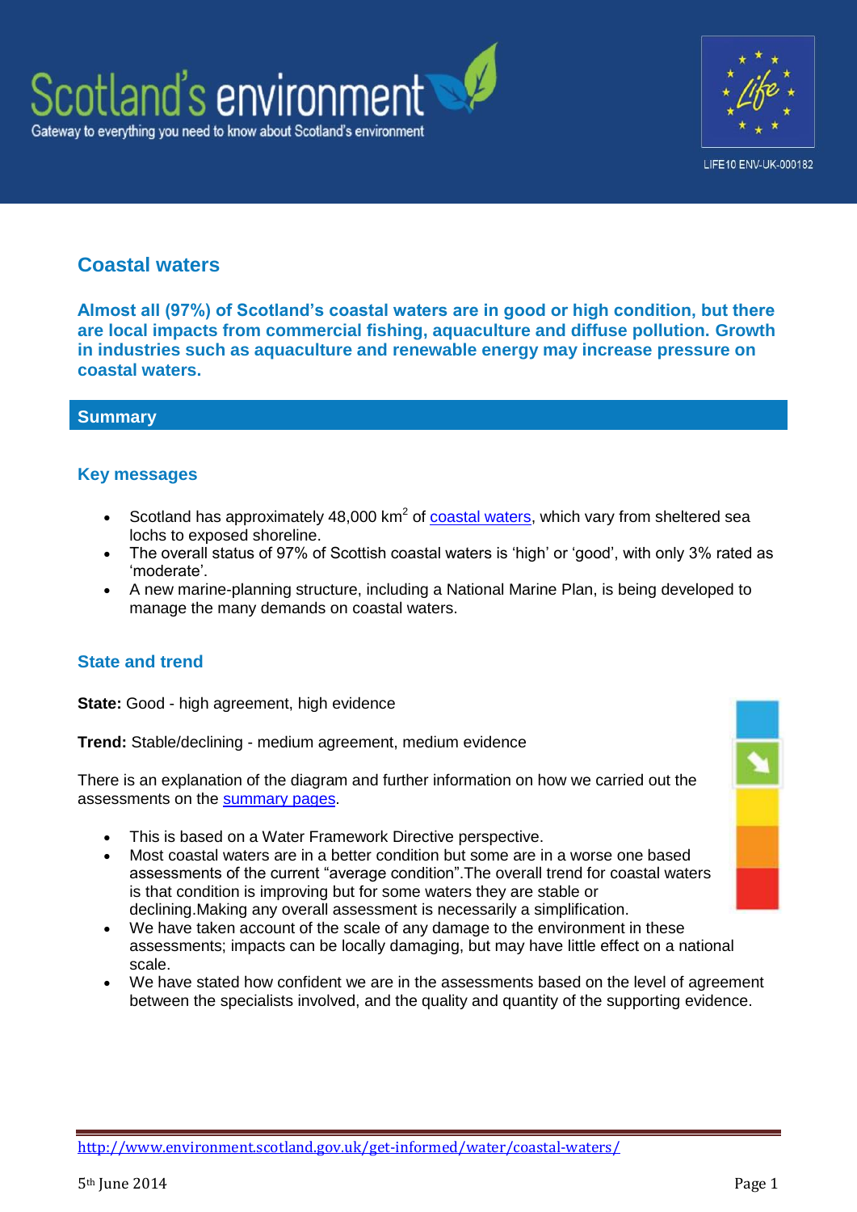# Coastal waters

**Almost all (97%) of Scotland's coastal waters are in good or high condition, but there are local impacts from commercial fishing, aquaculture and diffuse pollution. Growth in industries such as aquaculture and renewable energy may increase pressure on coastal waters.**

## Summary

### Key messages

- Scotland has approximately 48,000 km$^2$ of coastal waters, which vary from sheltered sea lochs to exposed shoreline.
- The overall status of 97% of Scottish coastal waters is 'high' or 'good', with only 3% rated as 'moderate'.
- A new marine-planning structure, including a National Marine Plan, is being developed to manage the many demands on coastal waters.

### State and trend

**State:** Good - high agreement, high evidence

**Trend:** Stable/declining - medium agreement, medium evidence

There is an explanation of the diagram and further information on how we carried out the assessments on the summary pages.

- This is based on a Water Framework Directive perspective.
- Most coastal waters are in a better condition but some are in a worse one based assessments of the current "average condition".The overall trend for coastal waters is that condition is improving but for some waters they are stable or declining.Making any overall assessment is necessarily a simplification.
- We have taken account of the scale of any damage to the environment in these assessments; impacts can be locally damaging, but may have little effect on a national scale.
- We have stated how confident we are in the assessments based on the level of agreement between the specialists involved, and the quality and quantity of the supporting evidence.

http://www.environment.scotland.gov.uk/get-informed/water/coastal-waters/

5th June 2014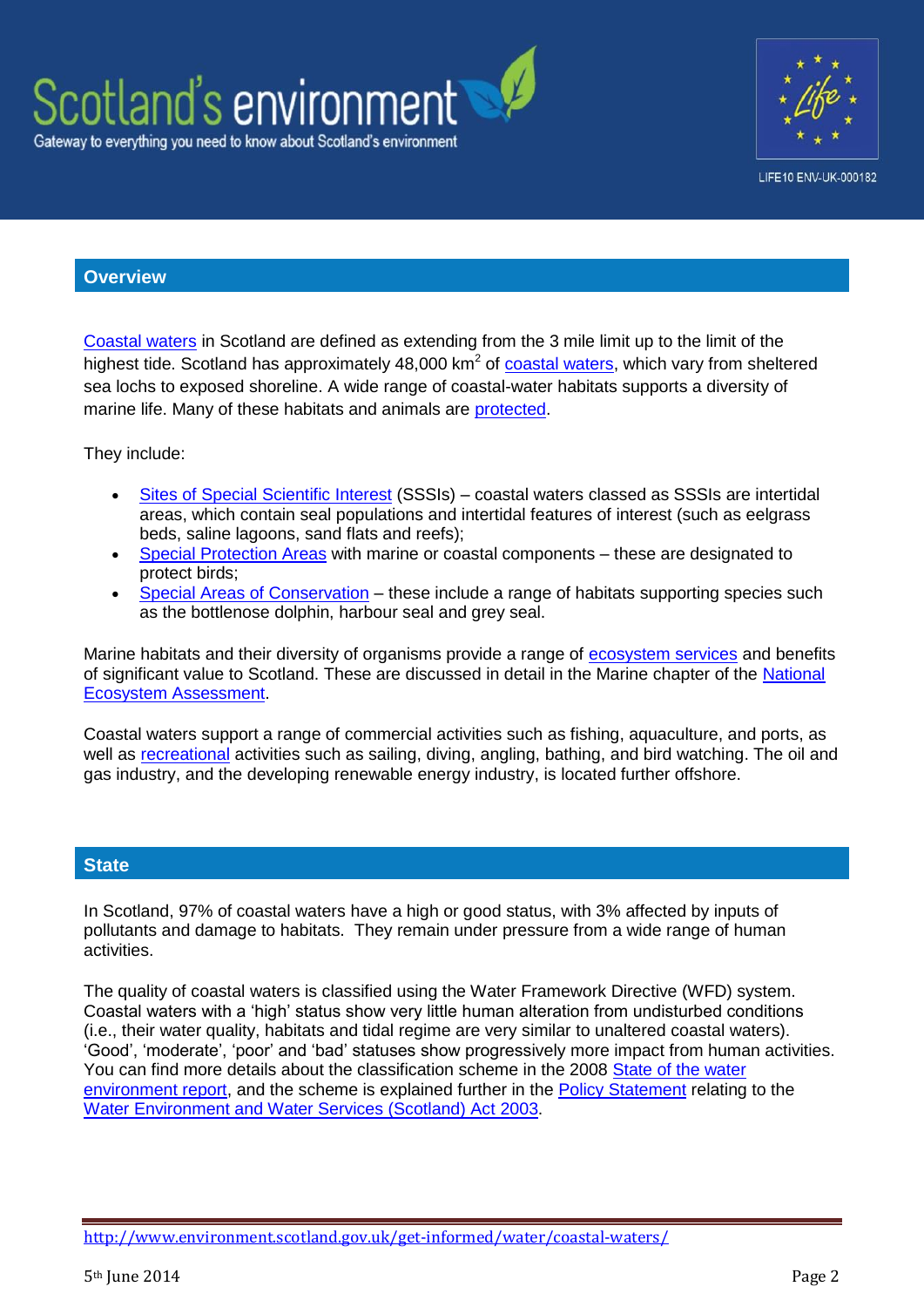## Overview

Coastal waters in Scotland are defined as extending from the 3 mile limit up to the limit of the highest tide. Scotland has approximately 48,000 km$^2$ of coastal waters, which vary from sheltered sea lochs to exposed shoreline. A wide range of coastal-water habitats supports a diversity of marine life. Many of these habitats and animals are protected.

They include:

- Sites of Special Scientific Interest (SSSIs) – coastal waters classed as SSSIs are intertidal areas, which contain seal populations and intertidal features of interest (such as eelgrass beds, saline lagoons, sand flats and reefs);
- Special Protection Areas with marine or coastal components – these are designated to protect birds;
- Special Areas of Conservation – these include a range of habitats supporting species such as the bottlenose dolphin, harbour seal and grey seal.

Marine habitats and their diversity of organisms provide a range of ecosystem services and benefits of significant value to Scotland. These are discussed in detail in the Marine chapter of the National Ecosystem Assessment.

Coastal waters support a range of commercial activities such as fishing, aquaculture, and ports, as well as recreational activities such as sailing, diving, angling, bathing, and bird watching. The oil and gas industry, and the developing renewable energy industry, is located further offshore.

## State

In Scotland, 97% of coastal waters have a high or good status, with 3% affected by inputs of pollutants and damage to habitats. They remain under pressure from a wide range of human activities.

The quality of coastal waters is classified using the Water Framework Directive (WFD) system. Coastal waters with a 'high' status show very little human alteration from undisturbed conditions (i.e., their water quality, habitats and tidal regime are very similar to unaltered coastal waters). 'Good', 'moderate', 'poor' and 'bad' statuses show progressively more impact from human activities. You can find more details about the classification scheme in the 2008 State of the water environment report, and the scheme is explained further in the Policy Statement relating to the Water Environment and Water Services (Scotland) Act 2003.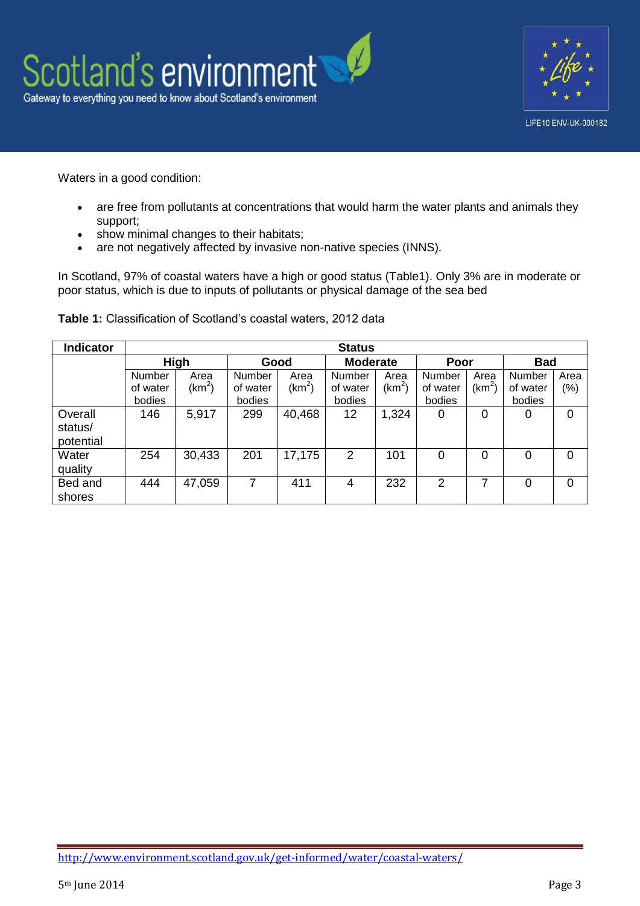Waters in a good condition:

- are free from pollutants at concentrations that would harm the water plants and animals they support;
- show minimal changes to their habitats;
- are not negatively affected by invasive non-native species (INNS).

In Scotland, 97% of coastal waters have a high or good status (Table1). Only 3% are in moderate or poor status, which is due to inputs of pollutants or physical damage of the sea bed

**Table 1:** Classification of Scotland's coastal waters, 2012 data

| Indicator | Status | | | | | | | | | |
|---|---|---|---|---|---|---|---|---|---|---|
| | High | | Good | | Moderate | | Poor | | Bad | |
| | Number of water bodies | Area ($km^2$) | Number of water bodies | Area ($km^2$) | Number of water bodies | Area ($km^2$) | Number of water bodies | Area ($km^2$) | Number of water bodies | Area (%) |
| Overall status/ potential | 146 | 5,917 | 299 | 40,468 | 12 | 1,324 | 0 | 0 | 0 | 0 |
| Water quality | 254 | 30,433 | 201 | 17,175 | 2 | 101 | 0 | 0 | 0 | 0 |
| Bed and shores | 444 | 47,059 | 7 | 411 | 4 | 232 | 2 | 7 | 0 | 0 |

http://www.environment.scotland.gov.uk/get-informed/water/coastal-waters/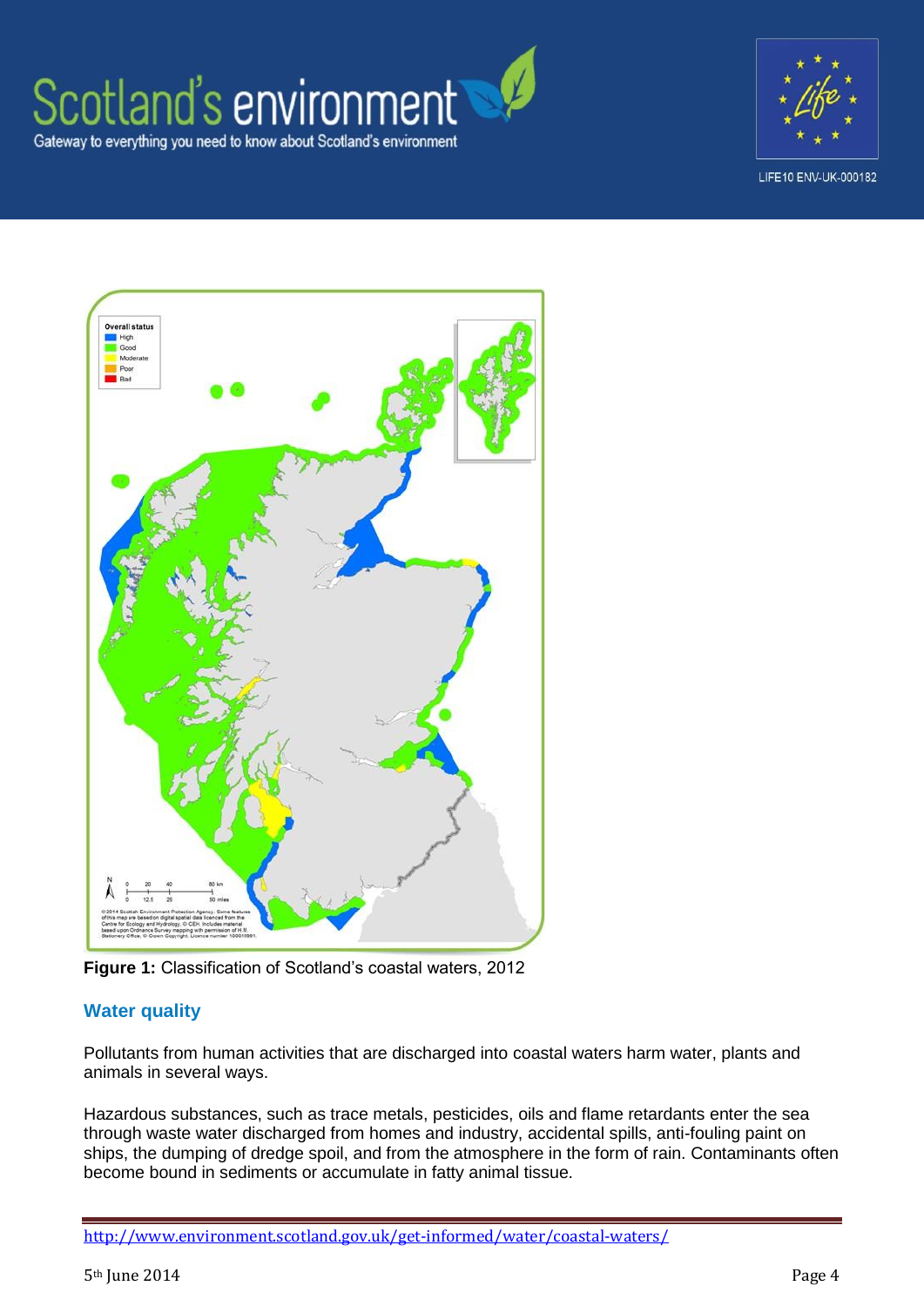**Figure 1:** Classification of Scotland's coastal waters, 2012

## Water quality

Pollutants from human activities that are discharged into coastal waters harm water, plants and animals in several ways.

Hazardous substances, such as trace metals, pesticides, oils and flame retardants enter the sea through waste water discharged from homes and industry, accidental spills, anti-fouling paint on ships, the dumping of dredge spoil, and from the atmosphere in the form of rain. Contaminants often become bound in sediments or accumulate in fatty animal tissue.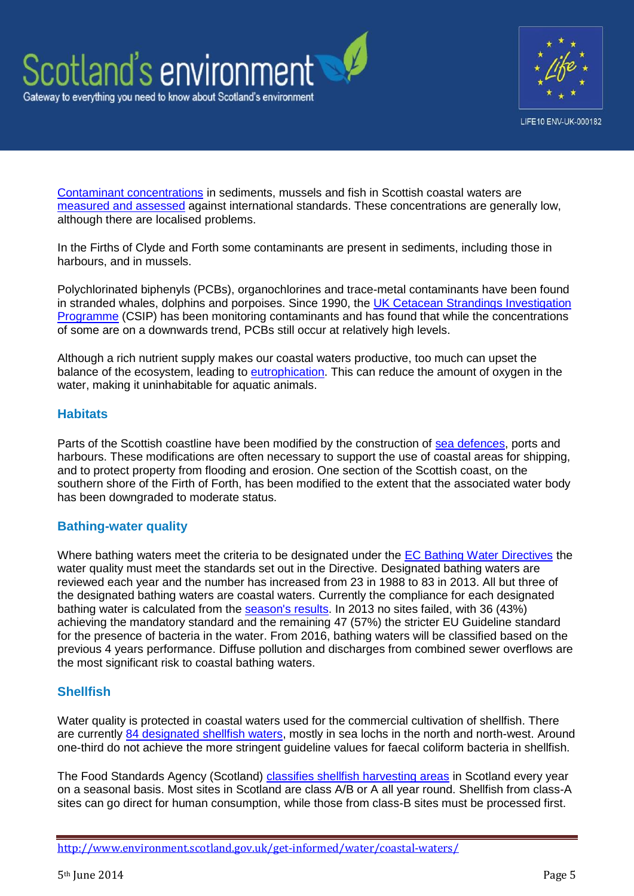Contaminant concentrations in sediments, mussels and fish in Scottish coastal waters are measured and assessed against international standards. These concentrations are generally low, although there are localised problems.

In the Firths of Clyde and Forth some contaminants are present in sediments, including those in harbours, and in mussels.

Polychlorinated biphenyls (PCBs), organochlorines and trace-metal contaminants have been found in stranded whales, dolphins and porpoises. Since 1990, the UK Cetacean Strandings Investigation Programme (CSIP) has been monitoring contaminants and has found that while the concentrations of some are on a downwards trend, PCBs still occur at relatively high levels.

Although a rich nutrient supply makes our coastal waters productive, too much can upset the balance of the ecosystem, leading to eutrophication. This can reduce the amount of oxygen in the water, making it uninhabitable for aquatic animals.

### Habitats

Parts of the Scottish coastline have been modified by the construction of sea defences, ports and harbours. These modifications are often necessary to support the use of coastal areas for shipping, and to protect property from flooding and erosion. One section of the Scottish coast, on the southern shore of the Firth of Forth, has been modified to the extent that the associated water body has been downgraded to moderate status.

### Bathing-water quality

Where bathing waters meet the criteria to be designated under the EC Bathing Water Directives the water quality must meet the standards set out in the Directive. Designated bathing waters are reviewed each year and the number has increased from 23 in 1988 to 83 in 2013. All but three of the designated bathing waters are coastal waters. Currently the compliance for each designated bathing water is calculated from the season's results. In 2013 no sites failed, with 36 (43%) achieving the mandatory standard and the remaining 47 (57%) the stricter EU Guideline standard for the presence of bacteria in the water. From 2016, bathing waters will be classified based on the previous 4 years performance. Diffuse pollution and discharges from combined sewer overflows are the most significant risk to coastal bathing waters.

### Shellfish

Water quality is protected in coastal waters used for the commercial cultivation of shellfish. There are currently 84 designated shellfish waters, mostly in sea lochs in the north and north-west. Around one-third do not achieve the more stringent guideline values for faecal coliform bacteria in shellfish.

The Food Standards Agency (Scotland) classifies shellfish harvesting areas in Scotland every year on a seasonal basis. Most sites in Scotland are class A/B or A all year round. Shellfish from class-A sites can go direct for human consumption, while those from class-B sites must be processed first.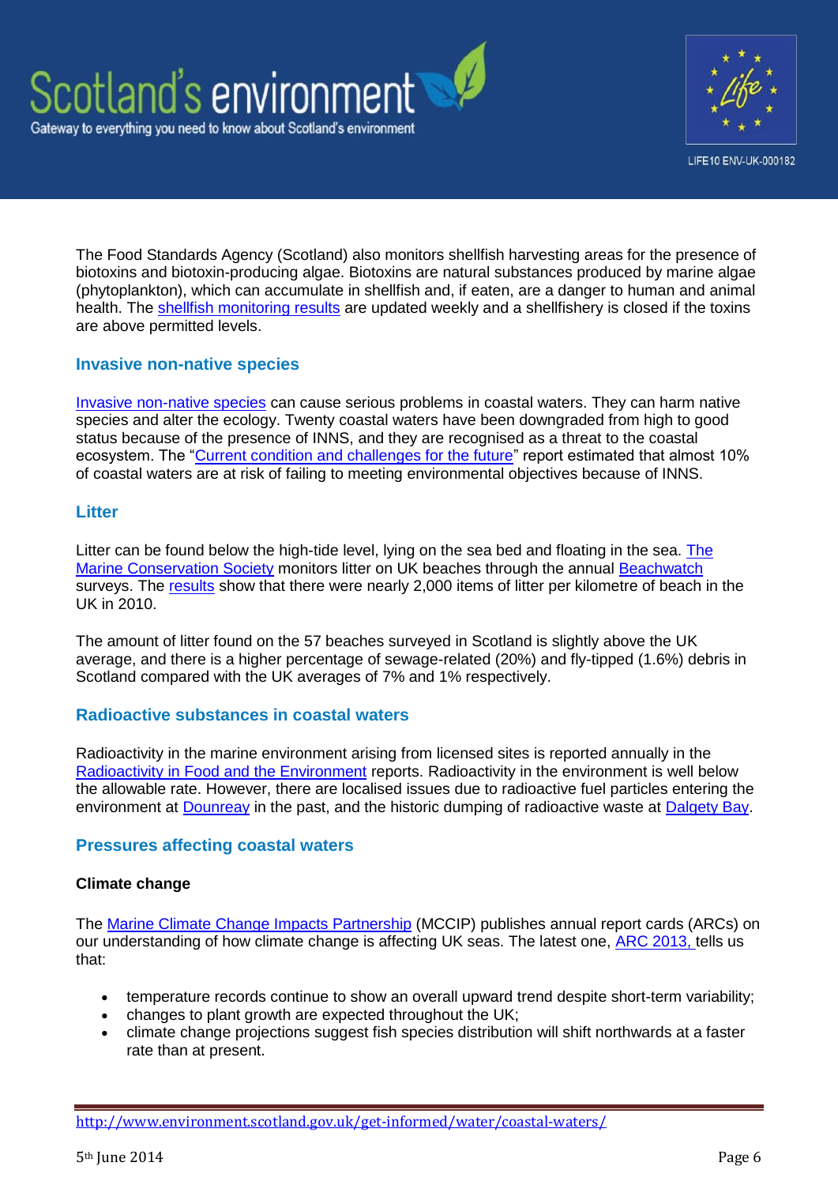The Food Standards Agency (Scotland) also monitors shellfish harvesting areas for the presence of biotoxins and biotoxin-producing algae. Biotoxins are natural substances produced by marine algae (phytoplankton), which can accumulate in shellfish and, if eaten, are a danger to human and animal health. The shellfish monitoring results are updated weekly and a shellfishery is closed if the toxins are above permitted levels.

### Invasive non-native species

Invasive non-native species can cause serious problems in coastal waters. They can harm native species and alter the ecology. Twenty coastal waters have been downgraded from high to good status because of the presence of INNS, and they are recognised as a threat to the coastal ecosystem. The "Current condition and challenges for the future" report estimated that almost 10% of coastal waters are at risk of failing to meeting environmental objectives because of INNS.

### Litter

Litter can be found below the high-tide level, lying on the sea bed and floating in the sea. The Marine Conservation Society monitors litter on UK beaches through the annual Beachwatch surveys. The results show that there were nearly 2,000 items of litter per kilometre of beach in the UK in 2010.

The amount of litter found on the 57 beaches surveyed in Scotland is slightly above the UK average, and there is a higher percentage of sewage-related (20%) and fly-tipped (1.6%) debris in Scotland compared with the UK averages of 7% and 1% respectively.

### Radioactive substances in coastal waters

Radioactivity in the marine environment arising from licensed sites is reported annually in the Radioactivity in Food and the Environment reports. Radioactivity in the environment is well below the allowable rate. However, there are localised issues due to radioactive fuel particles entering the environment at Dounreay in the past, and the historic dumping of radioactive waste at Dalgety Bay.

### Pressures affecting coastal waters

**Climate change**

The Marine Climate Change Impacts Partnership (MCCIP) publishes annual report cards (ARCs) on our understanding of how climate change is affecting UK seas. The latest one, ARC 2013, tells us that:

- temperature records continue to show an overall upward trend despite short-term variability;
- changes to plant growth are expected throughout the UK;
- climate change projections suggest fish species distribution will shift northwards at a faster rate than at present.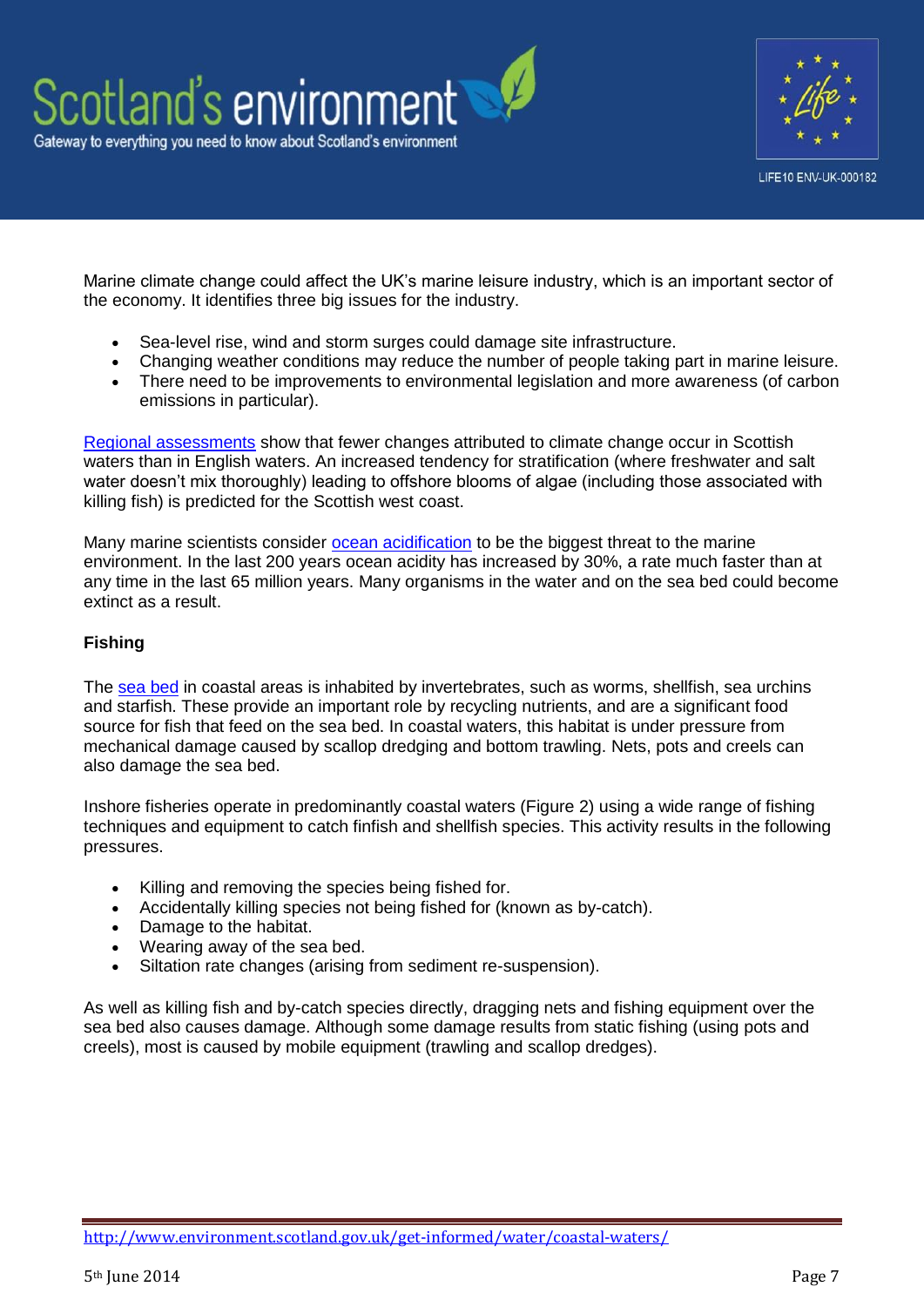Marine climate change could affect the UK's marine leisure industry, which is an important sector of the economy. It identifies three big issues for the industry.

- Sea-level rise, wind and storm surges could damage site infrastructure.
- Changing weather conditions may reduce the number of people taking part in marine leisure.
- There need to be improvements to environmental legislation and more awareness (of carbon emissions in particular).

Regional assessments show that fewer changes attributed to climate change occur in Scottish waters than in English waters. An increased tendency for stratification (where freshwater and salt water doesn't mix thoroughly) leading to offshore blooms of algae (including those associated with killing fish) is predicted for the Scottish west coast.

Many marine scientists consider ocean acidification to be the biggest threat to the marine environment. In the last 200 years ocean acidity has increased by 30%, a rate much faster than at any time in the last 65 million years. Many organisms in the water and on the sea bed could become extinct as a result.

**Fishing**

The sea bed in coastal areas is inhabited by invertebrates, such as worms, shellfish, sea urchins and starfish. These provide an important role by recycling nutrients, and are a significant food source for fish that feed on the sea bed. In coastal waters, this habitat is under pressure from mechanical damage caused by scallop dredging and bottom trawling. Nets, pots and creels can also damage the sea bed.

Inshore fisheries operate in predominantly coastal waters (Figure 2) using a wide range of fishing techniques and equipment to catch finfish and shellfish species. This activity results in the following pressures.

- Killing and removing the species being fished for.
- Accidentally killing species not being fished for (known as by-catch).
- Damage to the habitat.
- Wearing away of the sea bed.
- Siltation rate changes (arising from sediment re-suspension).

As well as killing fish and by-catch species directly, dragging nets and fishing equipment over the sea bed also causes damage. Although some damage results from static fishing (using pots and creels), most is caused by mobile equipment (trawling and scallop dredges).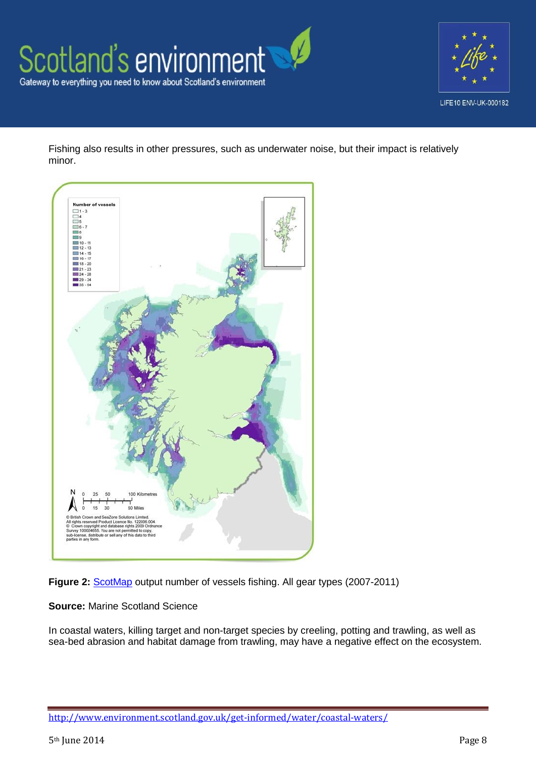Fishing also results in other pressures, such as underwater noise, but their impact is relatively minor.

**Figure 2:** [ScotMap](ScotMap) output number of vessels fishing. All gear types (2007-2011)

**Source:** Marine Scotland Science

In coastal waters, killing target and non-target species by creeling, potting and trawling, as well as sea-bed abrasion and habitat damage from trawling, may have a negative effect on the ecosystem.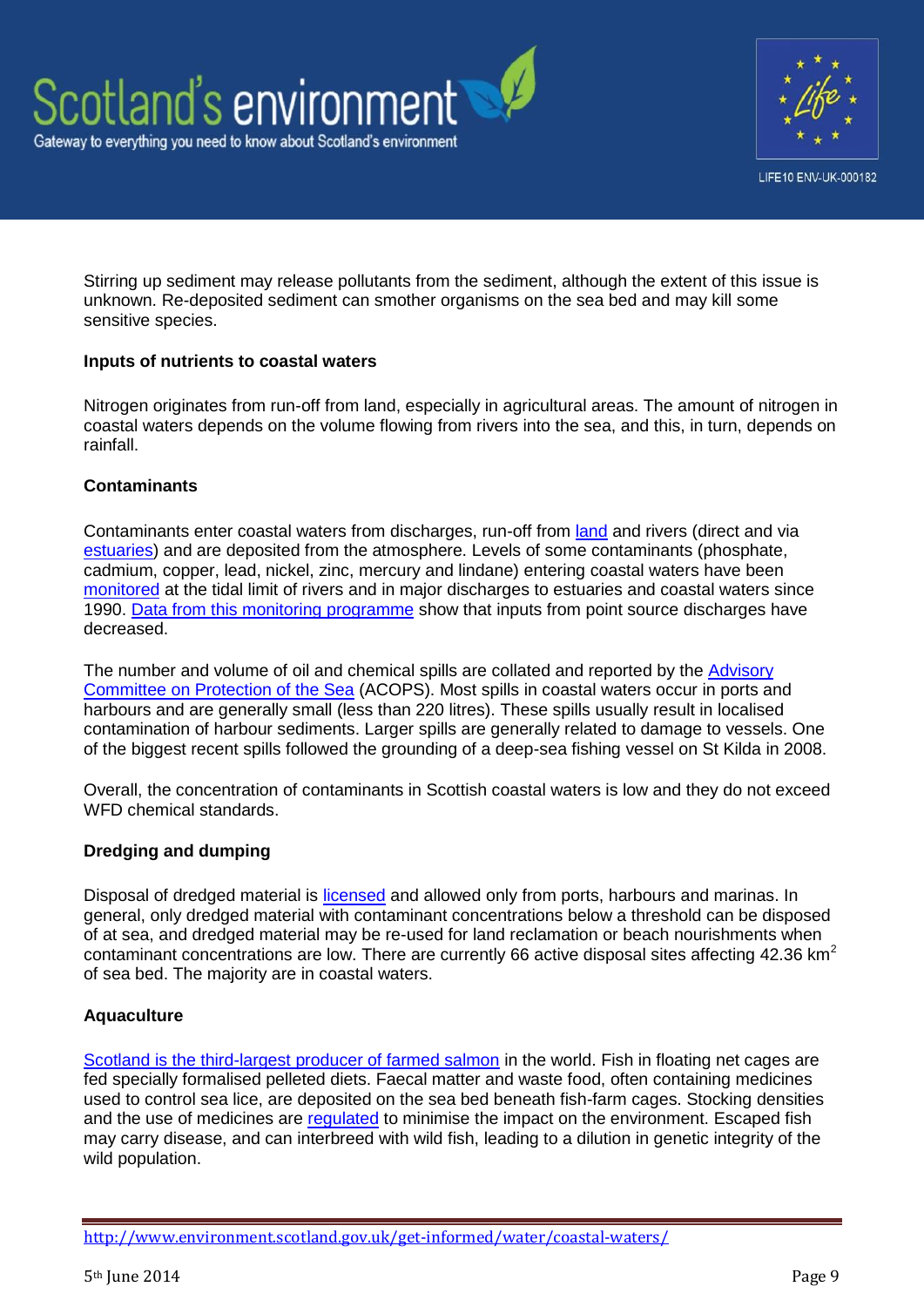Stirring up sediment may release pollutants from the sediment, although the extent of this issue is unknown. Re-deposited sediment can smother organisms on the sea bed and may kill some sensitive species.

**Inputs of nutrients to coastal waters**

Nitrogen originates from run-off from land, especially in agricultural areas. The amount of nitrogen in coastal waters depends on the volume flowing from rivers into the sea, and this, in turn, depends on rainfall.

**Contaminants**

Contaminants enter coastal waters from discharges, run-off from land and rivers (direct and via estuaries) and are deposited from the atmosphere. Levels of some contaminants (phosphate, cadmium, copper, lead, nickel, zinc, mercury and lindane) entering coastal waters have been monitored at the tidal limit of rivers and in major discharges to estuaries and coastal waters since 1990. Data from this monitoring programme show that inputs from point source discharges have decreased.

The number and volume of oil and chemical spills are collated and reported by the Advisory Committee on Protection of the Sea (ACOPS). Most spills in coastal waters occur in ports and harbours and are generally small (less than 220 litres). These spills usually result in localised contamination of harbour sediments. Larger spills are generally related to damage to vessels. One of the biggest recent spills followed the grounding of a deep-sea fishing vessel on St Kilda in 2008.

Overall, the concentration of contaminants in Scottish coastal waters is low and they do not exceed WFD chemical standards.

**Dredging and dumping**

Disposal of dredged material is licensed and allowed only from ports, harbours and marinas. In general, only dredged material with contaminant concentrations below a threshold can be disposed of at sea, and dredged material may be re-used for land reclamation or beach nourishments when contaminant concentrations are low. There are currently 66 active disposal sites affecting 42.36 $km^2$ of sea bed. The majority are in coastal waters.

**Aquaculture**

Scotland is the third-largest producer of farmed salmon in the world. Fish in floating net cages are fed specially formalised pelleted diets. Faecal matter and waste food, often containing medicines used to control sea lice, are deposited on the sea bed beneath fish-farm cages. Stocking densities and the use of medicines are regulated to minimise the impact on the environment. Escaped fish may carry disease, and can interbreed with wild fish, leading to a dilution in genetic integrity of the wild population.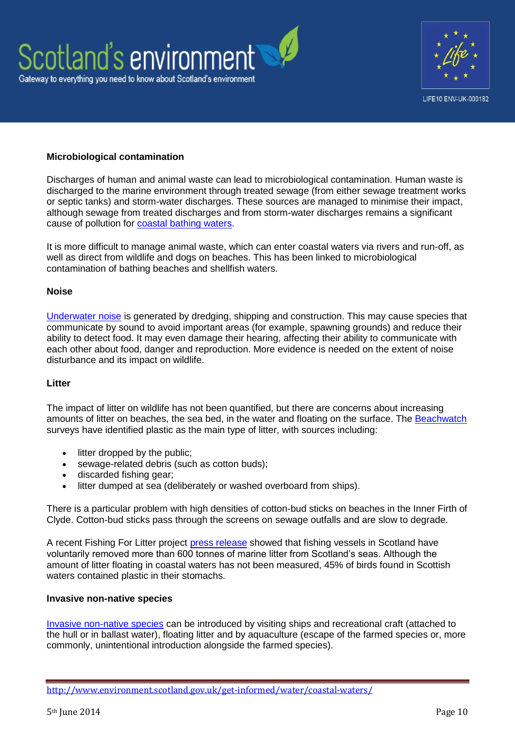### Microbiological contamination

Discharges of human and animal waste can lead to microbiological contamination. Human waste is discharged to the marine environment through treated sewage (from either sewage treatment works or septic tanks) and storm-water discharges. These sources are managed to minimise their impact, although sewage from treated discharges and from storm-water discharges remains a significant cause of pollution for coastal bathing waters.

It is more difficult to manage animal waste, which can enter coastal waters via rivers and run-off, as well as direct from wildlife and dogs on beaches. This has been linked to microbiological contamination of bathing beaches and shellfish waters.

### Noise

Underwater noise is generated by dredging, shipping and construction. This may cause species that communicate by sound to avoid important areas (for example, spawning grounds) and reduce their ability to detect food. It may even damage their hearing, affecting their ability to communicate with each other about food, danger and reproduction. More evidence is needed on the extent of noise disturbance and its impact on wildlife.

### Litter

The impact of litter on wildlife has not been quantified, but there are concerns about increasing amounts of litter on beaches, the sea bed, in the water and floating on the surface. The Beachwatch surveys have identified plastic as the main type of litter, with sources including:

- litter dropped by the public;
- sewage-related debris (such as cotton buds);
- discarded fishing gear;
- litter dumped at sea (deliberately or washed overboard from ships).

There is a particular problem with high densities of cotton-bud sticks on beaches in the Inner Firth of Clyde. Cotton-bud sticks pass through the screens on sewage outfalls and are slow to degrade.

A recent Fishing For Litter project press release showed that fishing vessels in Scotland have voluntarily removed more than 600 tonnes of marine litter from Scotland's seas. Although the amount of litter floating in coastal waters has not been measured, 45% of birds found in Scottish waters contained plastic in their stomachs.

### Invasive non-native species

Invasive non-native species can be introduced by visiting ships and recreational craft (attached to the hull or in ballast water), floating litter and by aquaculture (escape of the farmed species or, more commonly, unintentional introduction alongside the farmed species).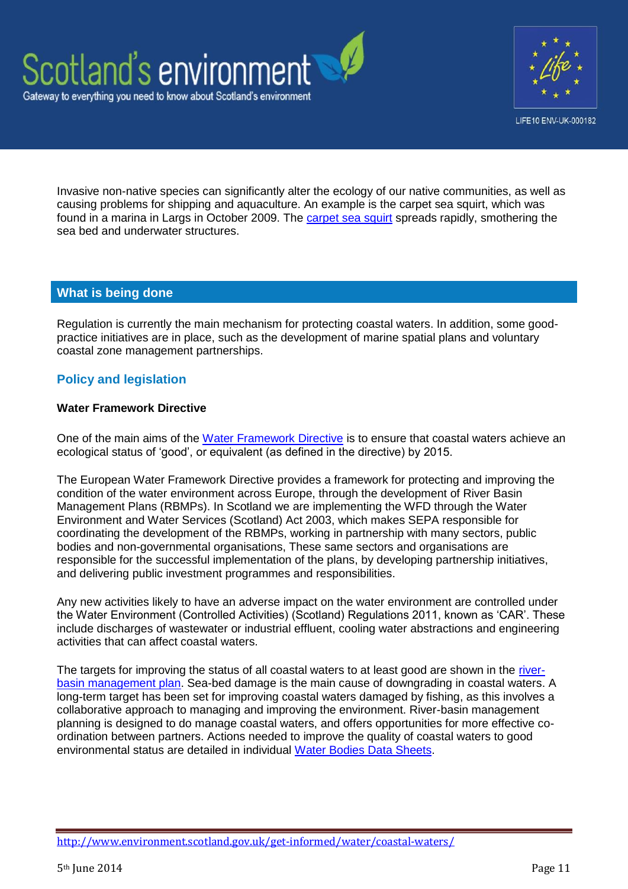Invasive non-native species can significantly alter the ecology of our native communities, as well as causing problems for shipping and aquaculture. An example is the carpet sea squirt, which was found in a marina in Largs in October 2009. The [carpet sea squirt](#) spreads rapidly, smothering the sea bed and underwater structures.

## What is being done

Regulation is currently the main mechanism for protecting coastal waters. In addition, some good-practice initiatives are in place, such as the development of marine spatial plans and voluntary coastal zone management partnerships.

### Policy and legislation

**Water Framework Directive**

One of the main aims of the [Water Framework Directive](#) is to ensure that coastal waters achieve an ecological status of 'good', or equivalent (as defined in the directive) by 2015.

The European Water Framework Directive provides a framework for protecting and improving the condition of the water environment across Europe, through the development of River Basin Management Plans (RBMPs). In Scotland we are implementing the WFD through the Water Environment and Water Services (Scotland) Act 2003, which makes SEPA responsible for coordinating the development of the RBMPs, working in partnership with many sectors, public bodies and non-governmental organisations, These same sectors and organisations are responsible for the successful implementation of the plans, by developing partnership initiatives, and delivering public investment programmes and responsibilities.

Any new activities likely to have an adverse impact on the water environment are controlled under the Water Environment (Controlled Activities) (Scotland) Regulations 2011, known as 'CAR'. These include discharges of wastewater or industrial effluent, cooling water abstractions and engineering activities that can affect coastal waters.

The targets for improving the status of all coastal waters to at least good are shown in the [river-basin management plan](#). Sea-bed damage is the main cause of downgrading in coastal waters. A long-term target has been set for improving coastal waters damaged by fishing, as this involves a collaborative approach to managing and improving the environment. River-basin management planning is designed to do manage coastal waters, and offers opportunities for more effective co-ordination between partners. Actions needed to improve the quality of coastal waters to good environmental status are detailed in individual [Water Bodies Data Sheets](#).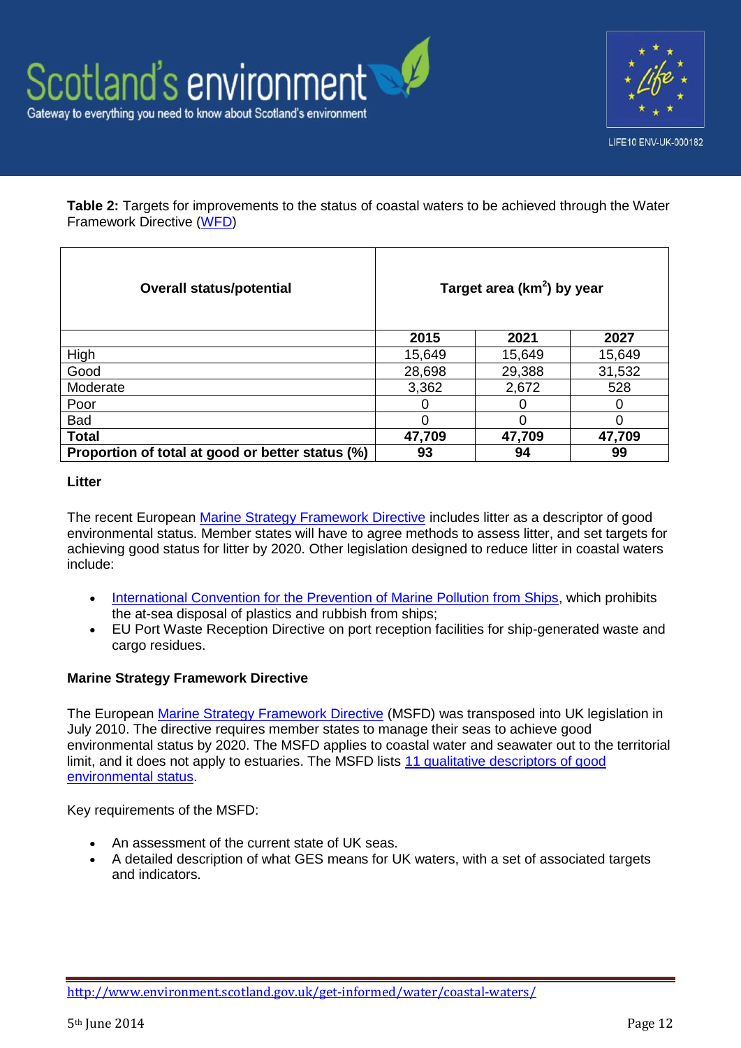**Table 2:** Targets for improvements to the status of coastal waters to be achieved through the Water Framework Directive (WFD)

| Overall status/potential | Target area (km$^2$) by year | | |
|---|---|---|---|
| | **2015** | **2021** | **2027** |
| High | 15,649 | 15,649 | 15,649 |
| Good | 28,698 | 29,388 | 31,532 |
| Moderate | 3,362 | 2,672 | 528 |
| Poor | 0 | 0 | 0 |
| Bad | 0 | 0 | 0 |
| **Total** | **47,709** | **47,709** | **47,709** |
| **Proportion of total at good or better status (%)** | **93** | **94** | **99** |

### Litter

The recent European Marine Strategy Framework Directive includes litter as a descriptor of good environmental status. Member states will have to agree methods to assess litter, and set targets for achieving good status for litter by 2020. Other legislation designed to reduce litter in coastal waters include:

- International Convention for the Prevention of Marine Pollution from Ships, which prohibits the at-sea disposal of plastics and rubbish from ships;
- EU Port Waste Reception Directive on port reception facilities for ship-generated waste and cargo residues.

### Marine Strategy Framework Directive

The European Marine Strategy Framework Directive (MSFD) was transposed into UK legislation in July 2010. The directive requires member states to manage their seas to achieve good environmental status by 2020. The MSFD applies to coastal water and seawater out to the territorial limit, and it does not apply to estuaries. The MSFD lists 11 qualitative descriptors of good environmental status.

Key requirements of the MSFD:

- An assessment of the current state of UK seas.
- A detailed description of what GES means for UK waters, with a set of associated targets and indicators.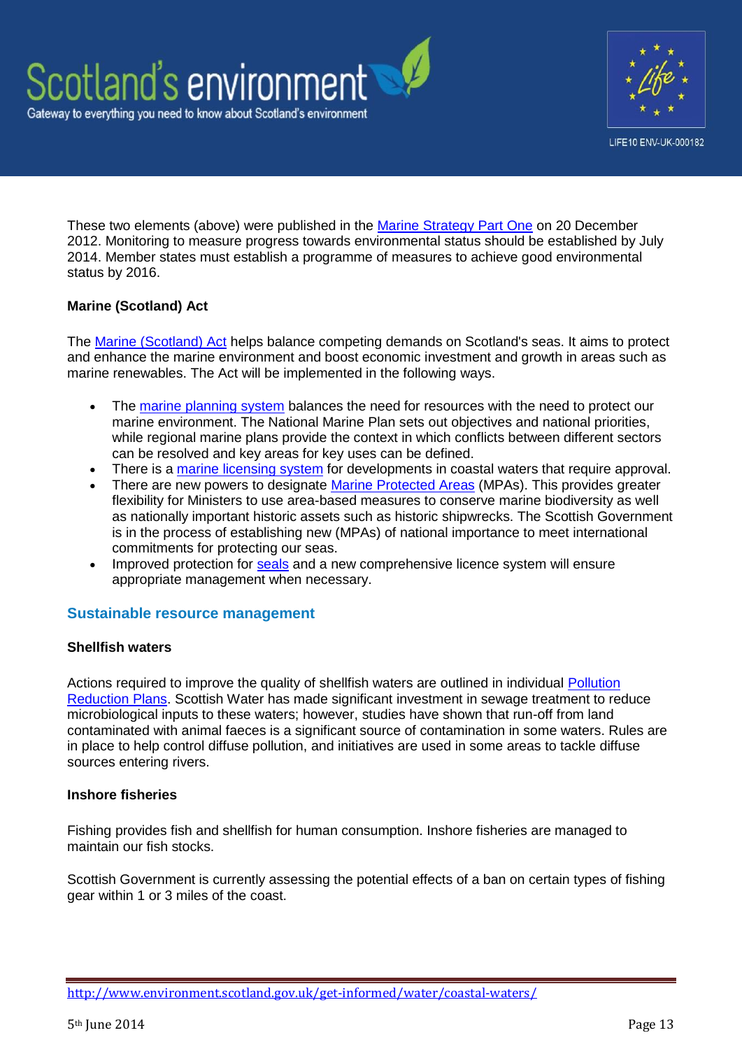These two elements (above) were published in the [Marine Strategy Part One](#) on 20 December 2012. Monitoring to measure progress towards environmental status should be established by July 2014. Member states must establish a programme of measures to achieve good environmental status by 2016.

**Marine (Scotland) Act**

The [Marine (Scotland) Act](#) helps balance competing demands on Scotland's seas. It aims to protect and enhance the marine environment and boost economic investment and growth in areas such as marine renewables. The Act will be implemented in the following ways.

- The [marine planning system](#) balances the need for resources with the need to protect our marine environment. The National Marine Plan sets out objectives and national priorities, while regional marine plans provide the context in which conflicts between different sectors can be resolved and key areas for key uses can be defined.
- There is a [marine licensing system](#) for developments in coastal waters that require approval.
- There are new powers to designate [Marine Protected Areas](#) (MPAs). This provides greater flexibility for Ministers to use area-based measures to conserve marine biodiversity as well as nationally important historic assets such as historic shipwrecks. The Scottish Government is in the process of establishing new (MPAs) of national importance to meet international commitments for protecting our seas.
- Improved protection for [seals](#) and a new comprehensive licence system will ensure appropriate management when necessary.

## Sustainable resource management

**Shellfish waters**

Actions required to improve the quality of shellfish waters are outlined in individual [Pollution Reduction Plans](#). Scottish Water has made significant investment in sewage treatment to reduce microbiological inputs to these waters; however, studies have shown that run-off from land contaminated with animal faeces is a significant source of contamination in some waters. Rules are in place to help control diffuse pollution, and initiatives are used in some areas to tackle diffuse sources entering rivers.

**Inshore fisheries**

Fishing provides fish and shellfish for human consumption. Inshore fisheries are managed to maintain our fish stocks.

Scottish Government is currently assessing the potential effects of a ban on certain types of fishing gear within 1 or 3 miles of the coast.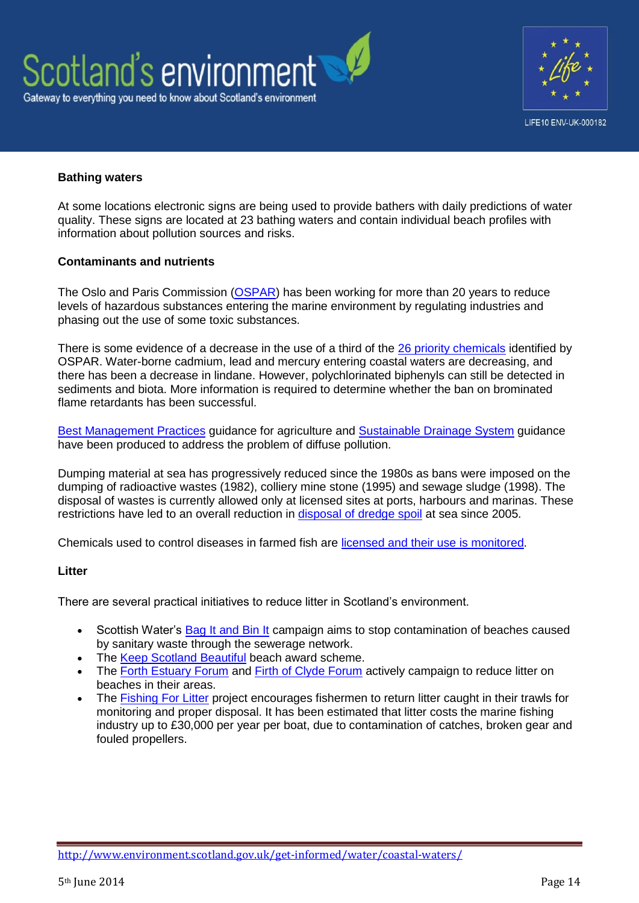**Bathing waters**

At some locations electronic signs are being used to provide bathers with daily predictions of water quality. These signs are located at 23 bathing waters and contain individual beach profiles with information about pollution sources and risks.

**Contaminants and nutrients**

The Oslo and Paris Commission (OSPAR) has been working for more than 20 years to reduce levels of hazardous substances entering the marine environment by regulating industries and phasing out the use of some toxic substances.

There is some evidence of a decrease in the use of a third of the 26 priority chemicals identified by OSPAR. Water-borne cadmium, lead and mercury entering coastal waters are decreasing, and there has been a decrease in lindane. However, polychlorinated biphenyls can still be detected in sediments and biota. More information is required to determine whether the ban on brominated flame retardants has been successful.

Best Management Practices guidance for agriculture and Sustainable Drainage System guidance have been produced to address the problem of diffuse pollution.

Dumping material at sea has progressively reduced since the 1980s as bans were imposed on the dumping of radioactive wastes (1982), colliery mine stone (1995) and sewage sludge (1998). The disposal of wastes is currently allowed only at licensed sites at ports, harbours and marinas. These restrictions have led to an overall reduction in disposal of dredge spoil at sea since 2005.

Chemicals used to control diseases in farmed fish are licensed and their use is monitored.

**Litter**

There are several practical initiatives to reduce litter in Scotland's environment.

- Scottish Water's Bag It and Bin It campaign aims to stop contamination of beaches caused by sanitary waste through the sewerage network.
- The Keep Scotland Beautiful beach award scheme.
- The Forth Estuary Forum and Firth of Clyde Forum actively campaign to reduce litter on beaches in their areas.
- The Fishing For Litter project encourages fishermen to return litter caught in their trawls for monitoring and proper disposal. It has been estimated that litter costs the marine fishing industry up to £30,000 per year per boat, due to contamination of catches, broken gear and fouled propellers.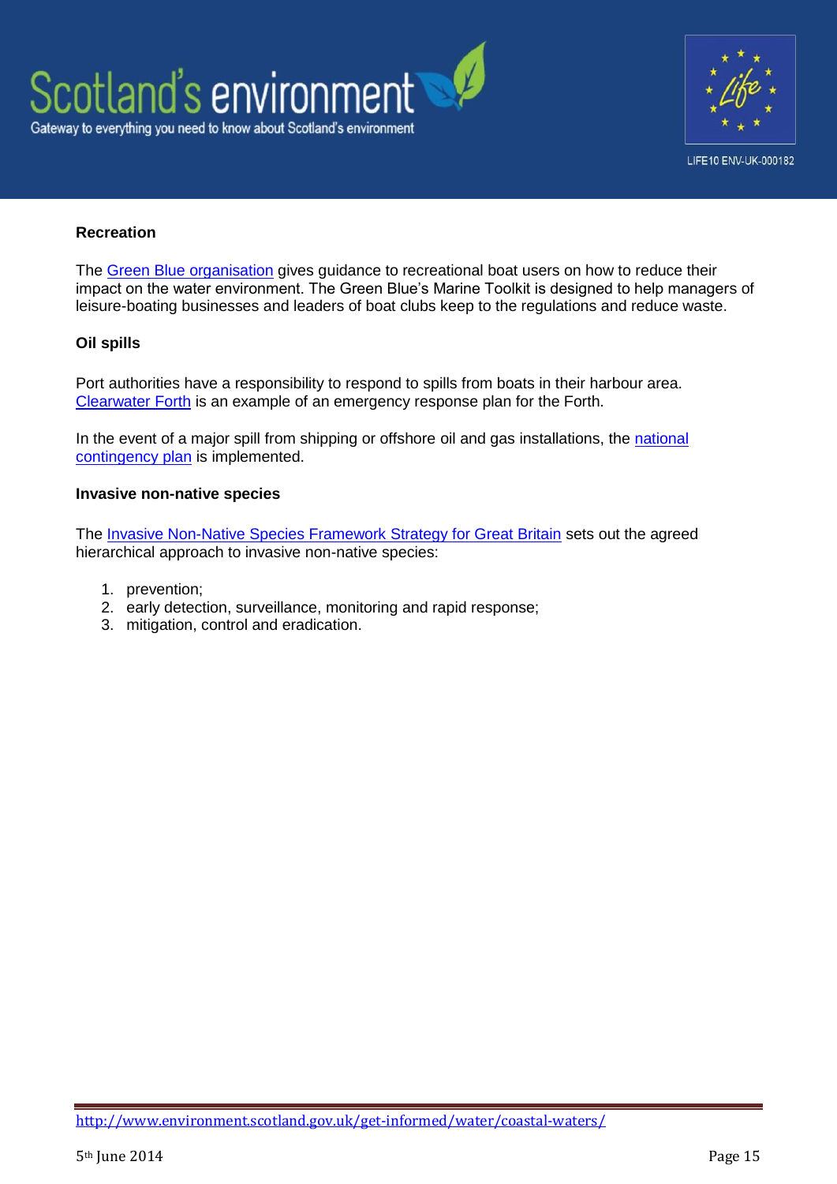### Recreation

The Green Blue organisation gives guidance to recreational boat users on how to reduce their impact on the water environment. The Green Blue's Marine Toolkit is designed to help managers of leisure-boating businesses and leaders of boat clubs keep to the regulations and reduce waste.

### Oil spills

Port authorities have a responsibility to respond to spills from boats in their harbour area. Clearwater Forth is an example of an emergency response plan for the Forth.

In the event of a major spill from shipping or offshore oil and gas installations, the national contingency plan is implemented.

### Invasive non-native species

The Invasive Non-Native Species Framework Strategy for Great Britain sets out the agreed hierarchical approach to invasive non-native species:

1. prevention;
2. early detection, surveillance, monitoring and rapid response;
3. mitigation, control and eradication.